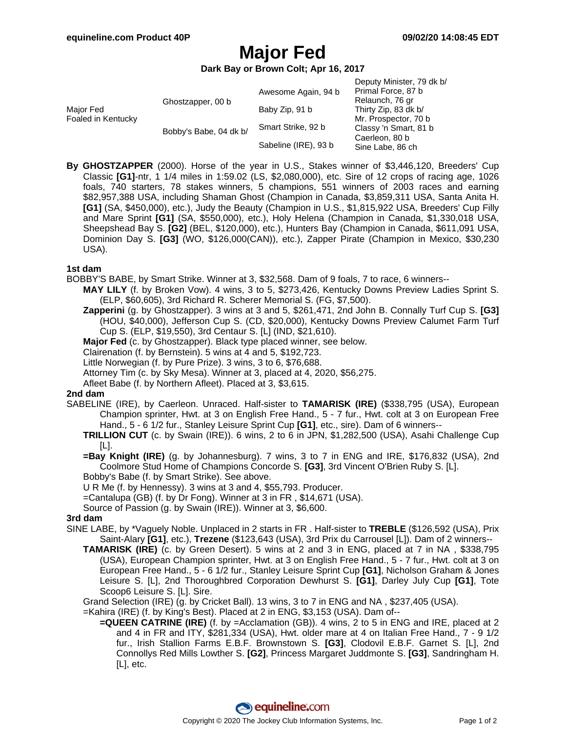# Major Fed

**Dark Bay or Brown Colt; Apr 16, 2017**

| | | | |
|---|---|---|---|
| Major Fed<br>Foaled in Kentucky | Ghostzapper, 00 b | Awesome Again, 94 b | Deputy Minister, 79 dk b/ |
| | | | Primal Force, 87 b |
| | | Baby Zip, 91 b | Relaunch, 76 gr |
| | | | Thirty Zip, 83 dk b/ |
| | Bobby's Babe, 04 dk b/ | Smart Strike, 92 b | Mr. Prospector, 70 b |
| | | | Classy 'n Smart, 81 b |
| | | Sabeline (IRE), 93 b | Caerleon, 80 b |
| | | | Sine Labe, 86 ch |

**By GHOSTZAPPER** (2000). Horse of the year in U.S., Stakes winner of $3,446,120, Breeders' Cup Classic **[G1]**-ntr, 1 1/4 miles in 1:59.02 (LS, $2,080,000), etc. Sire of 12 crops of racing age, 1026 foals, 740 starters, 78 stakes winners, 5 champions, 551 winners of 2003 races and earning $82,957,388 USA, including Shaman Ghost (Champion in Canada, $3,859,311 USA, Santa Anita H. **[G1]** (SA, $450,000), etc.), Judy the Beauty (Champion in U.S., $1,815,922 USA, Breeders' Cup Filly and Mare Sprint **[G1]** (SA, $550,000), etc.), Holy Helena (Champion in Canada, $1,330,018 USA, Sheepshead Bay S. **[G2]** (BEL, $120,000), etc.), Hunters Bay (Champion in Canada, $611,091 USA, Dominion Day S. **[G3]** (WO, $126,000(CAN)), etc.), Zapper Pirate (Champion in Mexico, $30,230 USA).

### 1st dam

BOBBY'S BABE, by Smart Strike. Winner at 3, $32,568. Dam of 9 foals, 7 to race, 6 winners--

- **MAY LILY** (f. by Broken Vow). 4 wins, 3 to 5, $273,426, Kentucky Downs Preview Ladies Sprint S. (ELP, $60,605), 3rd Richard R. Scherer Memorial S. (FG, $7,500).
- **Zapperini** (g. by Ghostzapper). 3 wins at 3 and 5, $261,471, 2nd John B. Connally Turf Cup S. **[G3]** (HOU, $40,000), Jefferson Cup S. (CD, $20,000), Kentucky Downs Preview Calumet Farm Turf Cup S. (ELP, $19,550), 3rd Centaur S. [L] (IND, $21,610).
- **Major Fed** (c. by Ghostzapper). Black type placed winner, see below.
- Clairenation (f. by Bernstein). 5 wins at 4 and 5, $192,723.
- Little Norwegian (f. by Pure Prize). 3 wins, 3 to 6, $76,688.
- Attorney Tim (c. by Sky Mesa). Winner at 3, placed at 4, 2020, $56,275.
- Afleet Babe (f. by Northern Afleet). Placed at 3, $3,615.

### 2nd dam

SABELINE (IRE), by Caerleon. Unraced. Half-sister to **TAMARISK (IRE)** ($338,795 (USA), European Champion sprinter, Hwt. at 3 on English Free Hand., 5 - 7 fur., Hwt. colt at 3 on European Free Hand., 5 - 6 1/2 fur., Stanley Leisure Sprint Cup **[G1]**, etc., sire). Dam of 6 winners--

- **TRILLION CUT** (c. by Swain (IRE)). 6 wins, 2 to 6 in JPN, $1,282,500 (USA), Asahi Challenge Cup [L].
- **=Bay Knight (IRE)** (g. by Johannesburg). 7 wins, 3 to 7 in ENG and IRE, $176,832 (USA), 2nd Coolmore Stud Home of Champions Concorde S. **[G3]**, 3rd Vincent O'Brien Ruby S. [L].
- Bobby's Babe (f. by Smart Strike). See above.
- U R Me (f. by Hennessy). 3 wins at 3 and 4, $55,793. Producer.
- =Cantalupa (GB) (f. by Dr Fong). Winner at 3 in FR , $14,671 (USA).
- Source of Passion (g. by Swain (IRE)). Winner at 3, $6,600.

### 3rd dam

SINE LABE, by *Vaguely Noble. Unplaced in 2 starts in FR . Half-sister to **TREBLE** ($126,592 (USA), Prix Saint-Alary **[G1]**, etc.), **Trezene** ($123,643 (USA), 3rd Prix du Carrousel [L]). Dam of 2 winners--

- **TAMARISK (IRE)** (c. by Green Desert). 5 wins at 2 and 3 in ENG, placed at 7 in NA , $338,795 (USA), European Champion sprinter, Hwt. at 3 on English Free Hand., 5 - 7 fur., Hwt. colt at 3 on European Free Hand., 5 - 6 1/2 fur., Stanley Leisure Sprint Cup **[G1]**, Nicholson Graham & Jones Leisure S. [L], 2nd Thoroughbred Corporation Dewhurst S. **[G1]**, Darley July Cup **[G1]**, Tote Scoop6 Leisure S. [L]. Sire.
- Grand Selection (IRE) (g. by Cricket Ball). 13 wins, 3 to 7 in ENG and NA , $237,405 (USA).
- =Kahira (IRE) (f. by King's Best). Placed at 2 in ENG, $3,153 (USA). Dam of--
  - **=QUEEN CATRINE (IRE)** (f. by =Acclamation (GB)). 4 wins, 2 to 5 in ENG and IRE, placed at 2 and 4 in FR and ITY, $281,334 (USA), Hwt. older mare at 4 on Italian Free Hand., 7 - 9 1/2 fur., Irish Stallion Farms E.B.F. Brownstown S. **[G3]**, Clodovil E.B.F. Garnet S. [L], 2nd Connollys Red Mills Lowther S. **[G2]**, Princess Margaret Juddmonte S. **[G3]**, Sandringham H. [L], etc.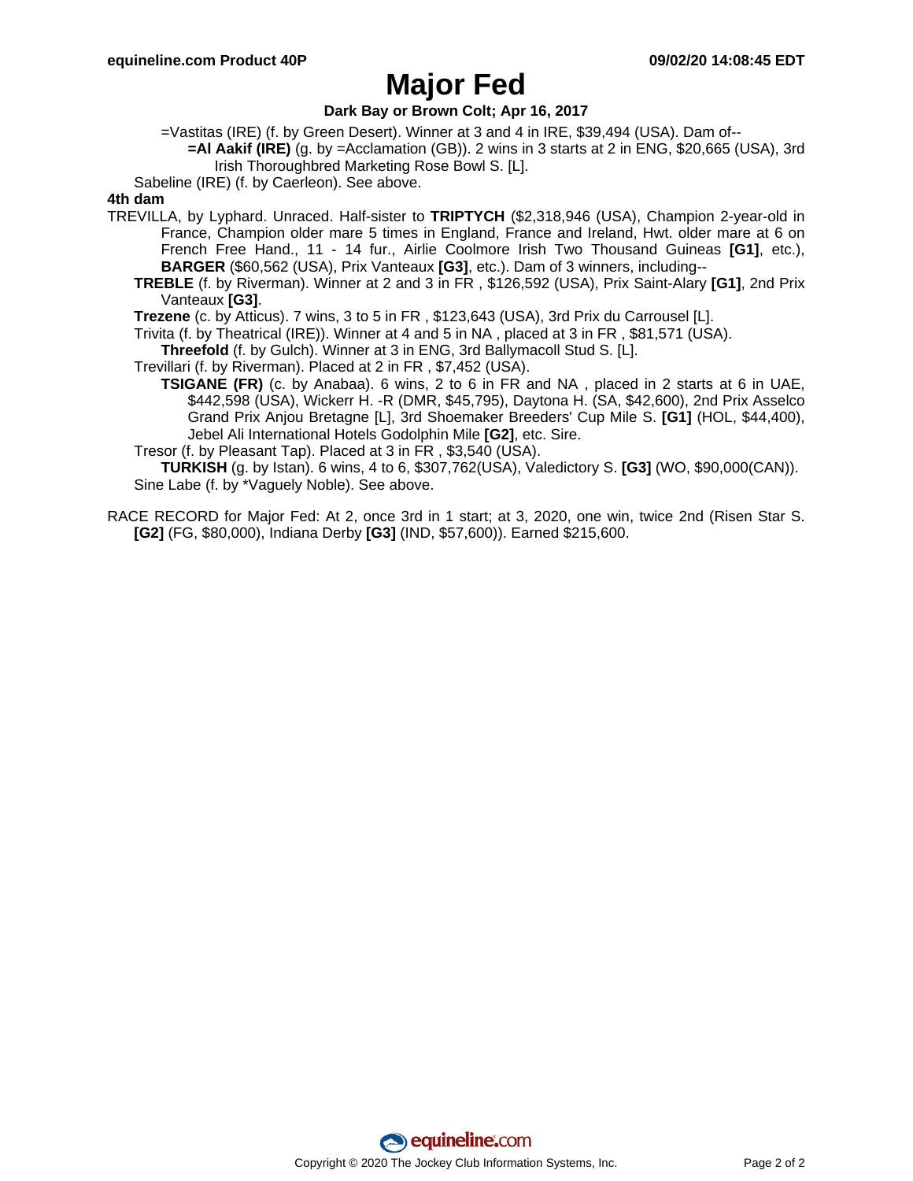=Vastitas (IRE) (f. by Green Desert). Winner at 3 and 4 in IRE, $39,494 (USA). Dam of--

**=Al Aakif (IRE)** (g. by =Acclamation (GB)). 2 wins in 3 starts at 2 in ENG, $20,665 (USA), 3rd Irish Thoroughbred Marketing Rose Bowl S. [L].

Sabeline (IRE) (f. by Caerleon). See above.

**4th dam**

TREVILLA, by Lyphard. Unraced. Half-sister to **TRIPTYCH** ($2,318,946 (USA), Champion 2-year-old in France, Champion older mare 5 times in England, France and Ireland, Hwt. older mare at 6 on French Free Hand., 11 - 14 fur., Airlie Coolmore Irish Two Thousand Guineas **[G1]**, etc.), **BARGER** ($60,562 (USA), Prix Vanteaux **[G3]**, etc.). Dam of 3 winners, including--

**TREBLE** (f. by Riverman). Winner at 2 and 3 in FR , $126,592 (USA), Prix Saint-Alary **[G1]**, 2nd Prix Vanteaux **[G3]**.

**Trezene** (c. by Atticus). 7 wins, 3 to 5 in FR , $123,643 (USA), 3rd Prix du Carrousel [L].

Trivita (f. by Theatrical (IRE)). Winner at 4 and 5 in NA , placed at 3 in FR , $81,571 (USA).

**Threefold** (f. by Gulch). Winner at 3 in ENG, 3rd Ballymacoll Stud S. [L].

Trevillari (f. by Riverman). Placed at 2 in FR , $7,452 (USA).

**TSIGANE (FR)** (c. by Anabaa). 6 wins, 2 to 6 in FR and NA , placed in 2 starts at 6 in UAE, $442,598 (USA), Wickerr H. -R (DMR, $45,795), Daytona H. (SA, $42,600), 2nd Prix Asselco Grand Prix Anjou Bretagne [L], 3rd Shoemaker Breeders' Cup Mile S. **[G1]** (HOL, $44,400), Jebel Ali International Hotels Godolphin Mile **[G2]**, etc. Sire.

Tresor (f. by Pleasant Tap). Placed at 3 in FR , $3,540 (USA).

**TURKISH** (g. by Istan). 6 wins, 4 to 6, $307,762(USA), Valedictory S. **[G3]** (WO, $90,000(CAN)).

Sine Labe (f. by *Vaguely Noble). See above.

RACE RECORD for Major Fed: At 2, once 3rd in 1 start; at 3, 2020, one win, twice 2nd (Risen Star S. **[G2]** (FG, $80,000), Indiana Derby **[G3]** (IND, $57,600)). Earned $215,600.